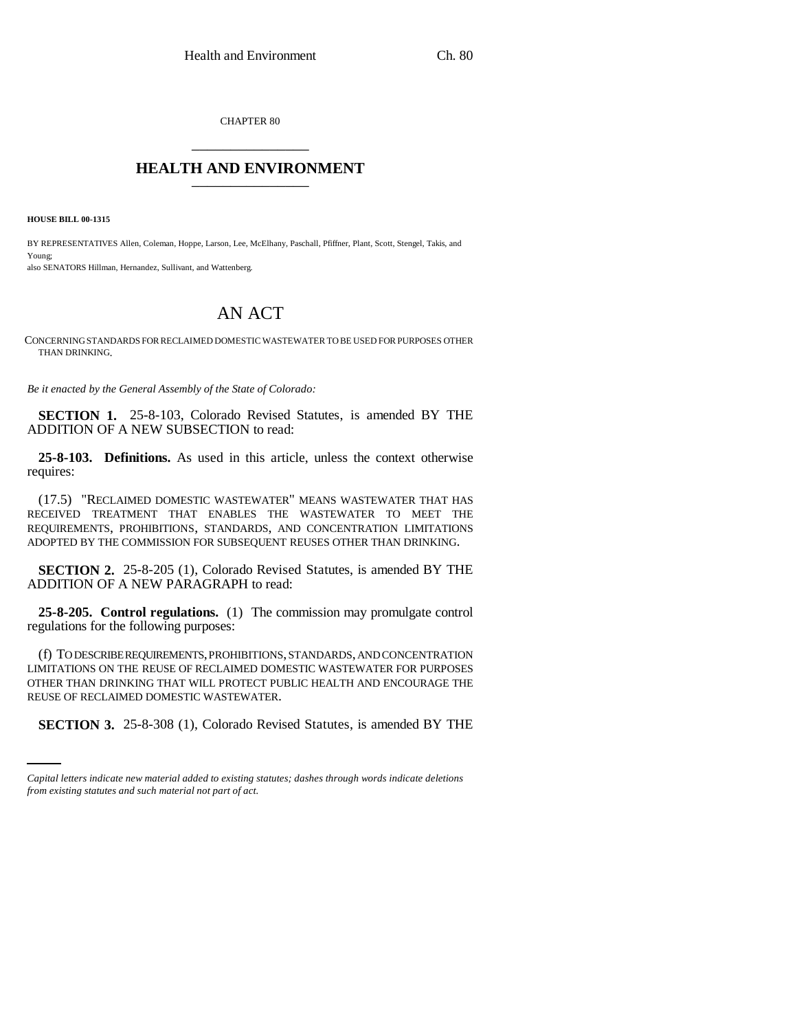CHAPTER 80

# HEALTH AND ENVIRONMENT

**HOUSE BILL 00-1315**

BY REPRESENTATIVES Allen, Coleman, Hoppe, Larson, Lee, McElhany, Paschall, Pfiffner, Plant, Scott, Stengel, Takis, and Young;

also SENATORS Hillman, Hernandez, Sullivant, and Wattenberg.

# AN ACT

CONCERNING STANDARDS FOR RECLAIMED DOMESTIC WASTEWATER TO BE USED FOR PURPOSES OTHER THAN DRINKING.

*Be it enacted by the General Assembly of the State of Colorado:*

**SECTION 1.** 25-8-103, Colorado Revised Statutes, is amended BY THE ADDITION OF A NEW SUBSECTION to read:

**25-8-103. Definitions.** As used in this article, unless the context otherwise requires:

(17.5) "RECLAIMED DOMESTIC WASTEWATER" MEANS WASTEWATER THAT HAS RECEIVED TREATMENT THAT ENABLES THE WASTEWATER TO MEET THE REQUIREMENTS, PROHIBITIONS, STANDARDS, AND CONCENTRATION LIMITATIONS ADOPTED BY THE COMMISSION FOR SUBSEQUENT REUSES OTHER THAN DRINKING.

**SECTION 2.** 25-8-205 (1), Colorado Revised Statutes, is amended BY THE ADDITION OF A NEW PARAGRAPH to read:

**25-8-205. Control regulations.** (1) The commission may promulgate control regulations for the following purposes:

(f) TO DESCRIBE REQUIREMENTS, PROHIBITIONS, STANDARDS, AND CONCENTRATION LIMITATIONS ON THE REUSE OF RECLAIMED DOMESTIC WASTEWATER FOR PURPOSES OTHER THAN DRINKING THAT WILL PROTECT PUBLIC HEALTH AND ENCOURAGE THE REUSE OF RECLAIMED DOMESTIC WASTEWATER.

**SECTION 3.** 25-8-308 (1), Colorado Revised Statutes, is amended BY THE

*Capital letters indicate new material added to existing statutes; dashes through words indicate deletions from existing statutes and such material not part of act.*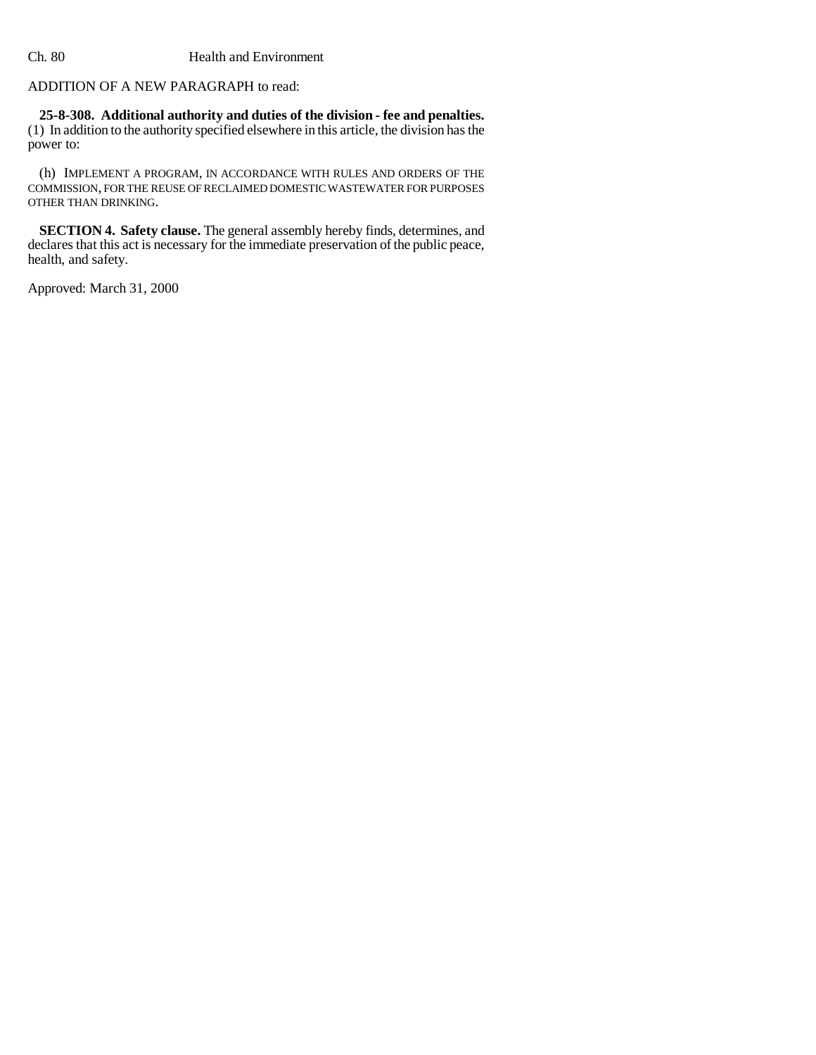ADDITION OF A NEW PARAGRAPH to read:

**25-8-308. Additional authority and duties of the division - fee and penalties.** (1) In addition to the authority specified elsewhere in this article, the division has the power to:

(h) IMPLEMENT A PROGRAM, IN ACCORDANCE WITH RULES AND ORDERS OF THE COMMISSION, FOR THE REUSE OF RECLAIMED DOMESTIC WASTEWATER FOR PURPOSES OTHER THAN DRINKING.

**SECTION 4. Safety clause.** The general assembly hereby finds, determines, and declares that this act is necessary for the immediate preservation of the public peace, health, and safety.

Approved: March 31, 2000